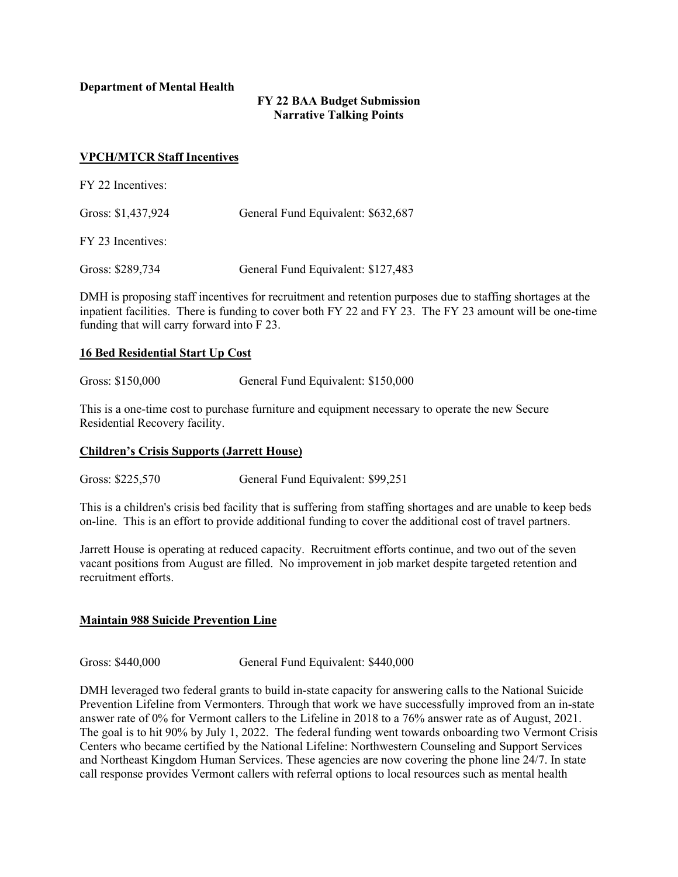**Department of Mental Health**

**FY 22 BAA Budget Submission**
**Narrative Talking Points**

## VPCH/MTCR Staff Incentives

FY 22 Incentives:

Gross: $1,437,924 General Fund Equivalent: $632,687

FY 23 Incentives:

Gross: $289,734 General Fund Equivalent: $127,483

DMH is proposing staff incentives for recruitment and retention purposes due to staffing shortages at the inpatient facilities. There is funding to cover both FY 22 and FY 23. The FY 23 amount will be one-time funding that will carry forward into F 23.

## 16 Bed Residential Start Up Cost

Gross: $150,000 General Fund Equivalent: $150,000

This is a one-time cost to purchase furniture and equipment necessary to operate the new Secure Residential Recovery facility.

## Children's Crisis Supports (Jarrett House)

Gross: $225,570 General Fund Equivalent: $99,251

This is a children's crisis bed facility that is suffering from staffing shortages and are unable to keep beds on-line. This is an effort to provide additional funding to cover the additional cost of travel partners.

Jarrett House is operating at reduced capacity. Recruitment efforts continue, and two out of the seven vacant positions from August are filled. No improvement in job market despite targeted retention and recruitment efforts.

## Maintain 988 Suicide Prevention Line

Gross: $440,000 General Fund Equivalent: $440,000

DMH leveraged two federal grants to build in-state capacity for answering calls to the National Suicide Prevention Lifeline from Vermonters. Through that work we have successfully improved from an in-state answer rate of 0% for Vermont callers to the Lifeline in 2018 to a 76% answer rate as of August, 2021. The goal is to hit 90% by July 1, 2022. The federal funding went towards onboarding two Vermont Crisis Centers who became certified by the National Lifeline: Northwestern Counseling and Support Services and Northeast Kingdom Human Services. These agencies are now covering the phone line 24/7. In state call response provides Vermont callers with referral options to local resources such as mental health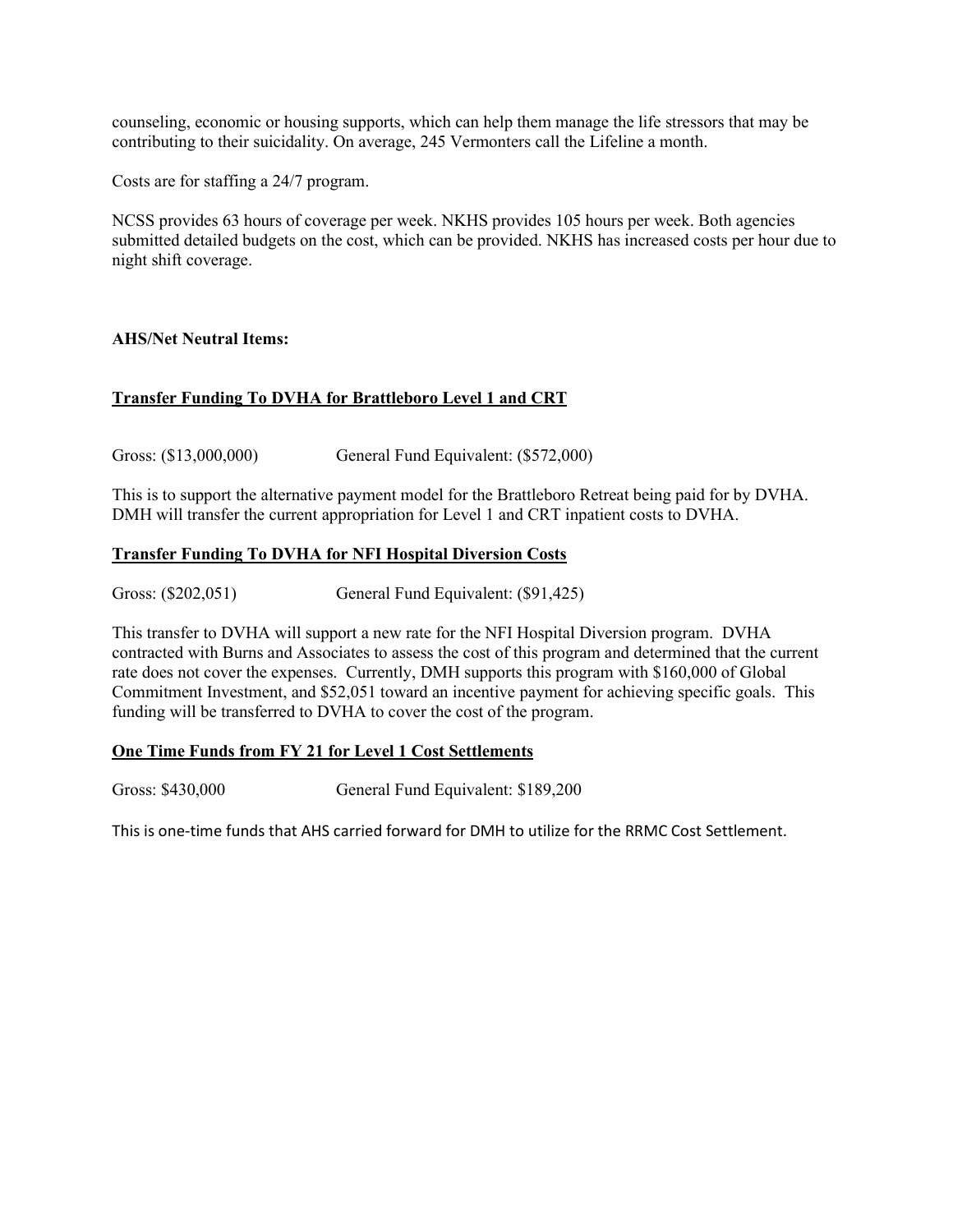counseling, economic or housing supports, which can help them manage the life stressors that may be contributing to their suicidality. On average, 245 Vermonters call the Lifeline a month.

Costs are for staffing a 24/7 program.

NCSS provides 63 hours of coverage per week. NKHS provides 105 hours per week. Both agencies submitted detailed budgets on the cost, which can be provided. NKHS has increased costs per hour due to night shift coverage.

**AHS/Net Neutral Items:**

**Transfer Funding To DVHA for Brattleboro Level 1 and CRT**

Gross: ($13,000,000) General Fund Equivalent: ($572,000)

This is to support the alternative payment model for the Brattleboro Retreat being paid for by DVHA. DMH will transfer the current appropriation for Level 1 and CRT inpatient costs to DVHA.

**Transfer Funding To DVHA for NFI Hospital Diversion Costs**

Gross: ($202,051) General Fund Equivalent: ($91,425)

This transfer to DVHA will support a new rate for the NFI Hospital Diversion program. DVHA contracted with Burns and Associates to assess the cost of this program and determined that the current rate does not cover the expenses. Currently, DMH supports this program with $160,000 of Global Commitment Investment, and $52,051 toward an incentive payment for achieving specific goals. This funding will be transferred to DVHA to cover the cost of the program.

**One Time Funds from FY 21 for Level 1 Cost Settlements**

Gross: $430,000 General Fund Equivalent: $189,200

This is one-time funds that AHS carried forward for DMH to utilize for the RRMC Cost Settlement.